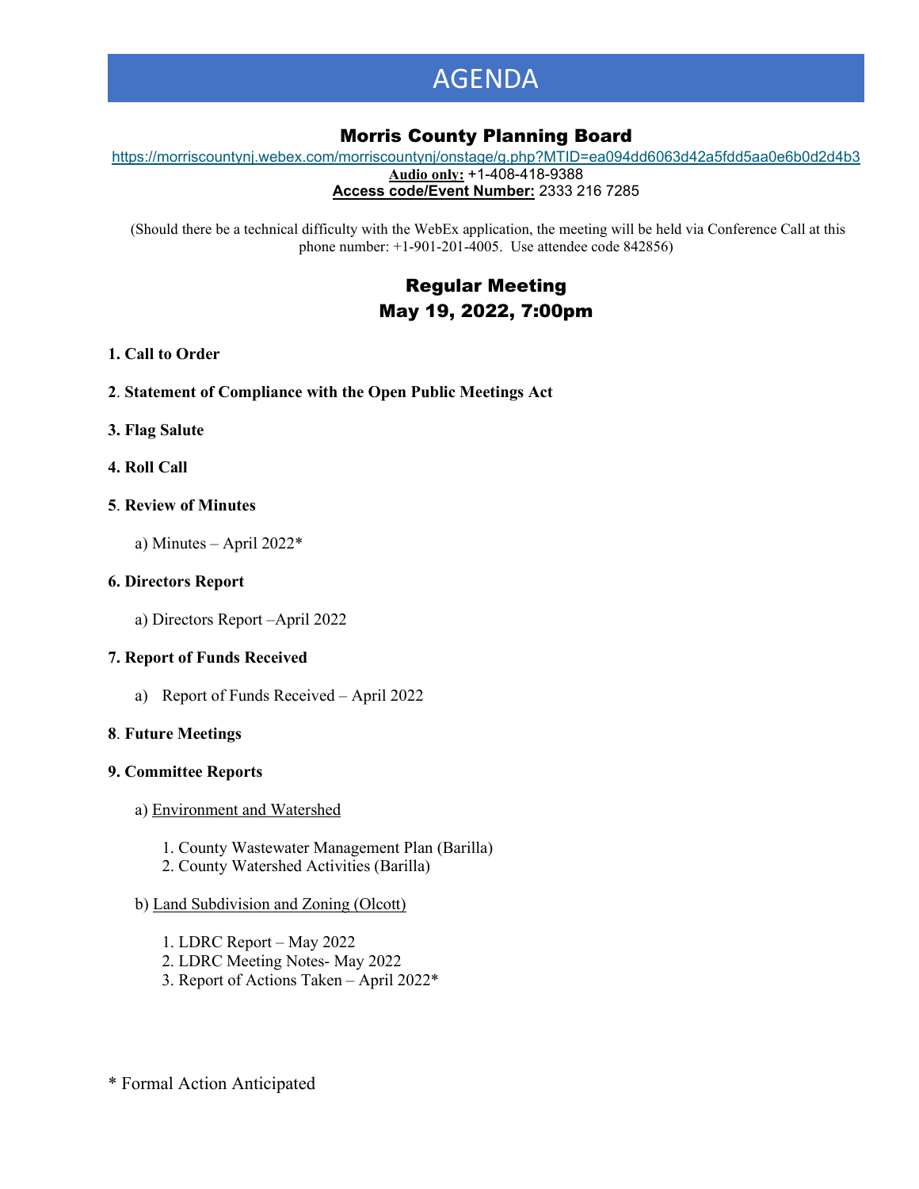# AGENDA

## Morris County Planning Board

https://morriscountynj.webex.com/morriscountynj/onstage/g.php?MTID=ea094dd6063d42a5fdd5aa0e6b0d2d4b3

**Audio only:** +1-408-418-9388

**Access code/Event Number:** 2333 216 7285

(Should there be a technical difficulty with the WebEx application, the meeting will be held via Conference Call at this phone number: +1-901-201-4005. Use attendee code 842856)

## Regular Meeting
## May 19, 2022, 7:00pm

**1. Call to Order**

**2. Statement of Compliance with the Open Public Meetings Act**

**3. Flag Salute**

**4. Roll Call**

**5. Review of Minutes**

a) Minutes – April 2022*

**6. Directors Report**

a) Directors Report –April 2022

**7. Report of Funds Received**

a) Report of Funds Received – April 2022

**8. Future Meetings**

**9. Committee Reports**

a) Environment and Watershed

1. County Wastewater Management Plan (Barilla)
2. County Watershed Activities (Barilla)

b) Land Subdivision and Zoning (Olcott)

1. LDRC Report – May 2022
2. LDRC Meeting Notes- May 2022
3. Report of Actions Taken – April 2022*

\* Formal Action Anticipated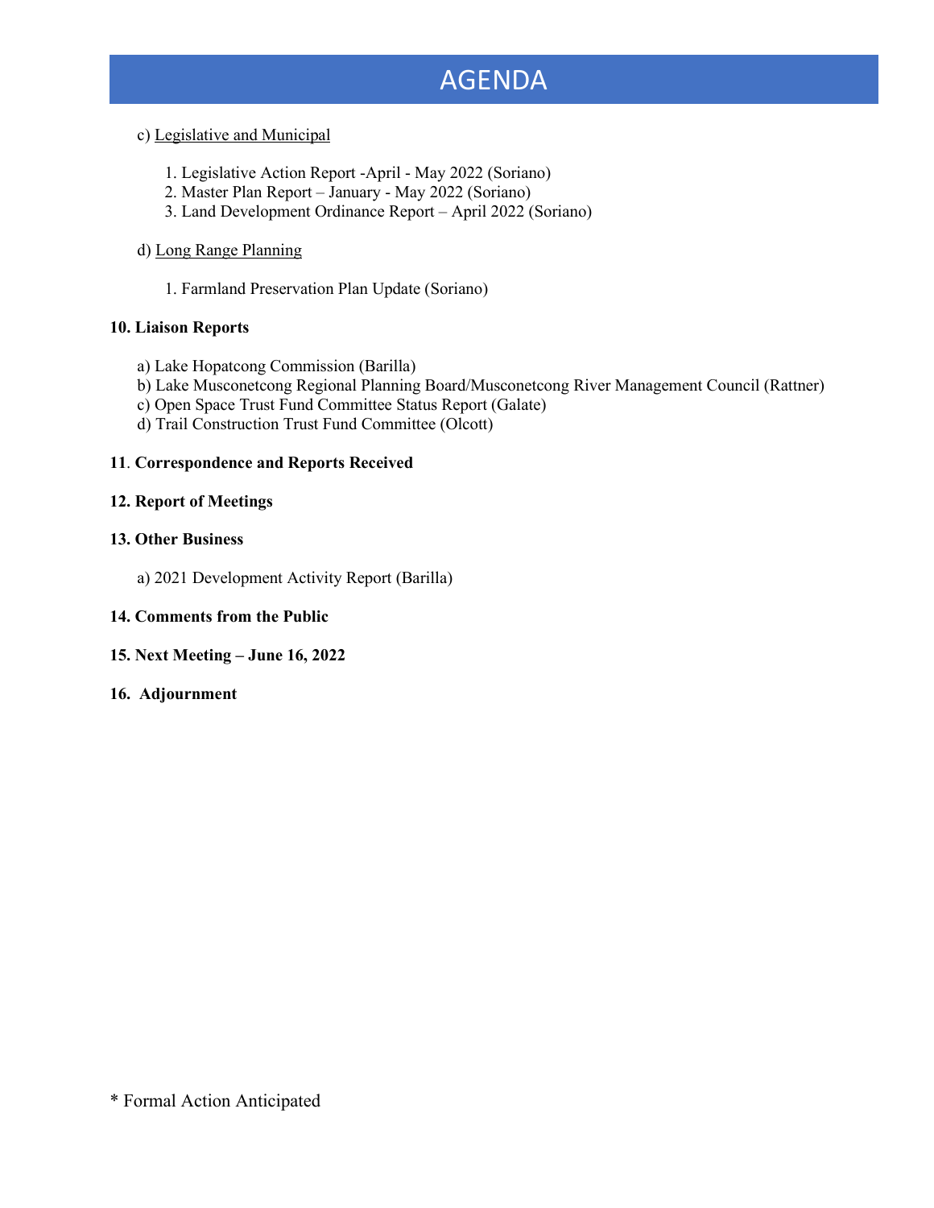# AGENDA

c) Legislative and Municipal

1. Legislative Action Report -April - May 2022 (Soriano)
2. Master Plan Report – January - May 2022 (Soriano)
3. Land Development Ordinance Report – April 2022 (Soriano)

d) Long Range Planning

1. Farmland Preservation Plan Update (Soriano)

**10. Liaison Reports**

a) Lake Hopatcong Commission (Barilla)
b) Lake Musconetcong Regional Planning Board/Musconetcong River Management Council (Rattner)
c) Open Space Trust Fund Committee Status Report (Galate)
d) Trail Construction Trust Fund Committee (Olcott)

**11. Correspondence and Reports Received**

**12. Report of Meetings**

**13. Other Business**

a) 2021 Development Activity Report (Barilla)

**14. Comments from the Public**

**15. Next Meeting – June 16, 2022**

**16. Adjournment**

* Formal Action Anticipated